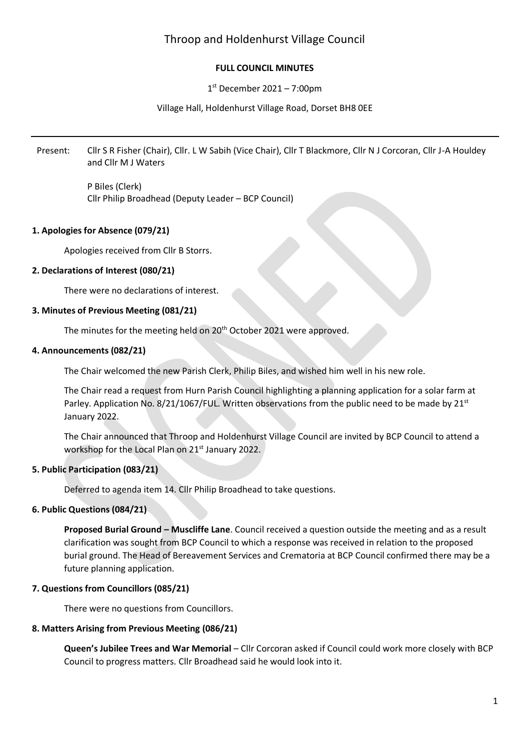# Throop and Holdenhurst Village Council

**FULL COUNCIL MINUTES**

1st December 2021 – 7:00pm

Village Hall, Holdenhurst Village Road, Dorset BH8 0EE

---

Present: Cllr S R Fisher (Chair), Cllr. L W Sabih (Vice Chair), Cllr T Blackmore, Cllr N J Corcoran, Cllr J-A Houldey and Cllr M J Waters

P Biles (Clerk)
Cllr Philip Broadhead (Deputy Leader – BCP Council)

### 1. Apologies for Absence (079/21)

Apologies received from Cllr B Storrs.

### 2. Declarations of Interest (080/21)

There were no declarations of interest.

### 3. Minutes of Previous Meeting (081/21)

The minutes for the meeting held on 20th October 2021 were approved.

### 4. Announcements (082/21)

The Chair welcomed the new Parish Clerk, Philip Biles, and wished him well in his new role.

The Chair read a request from Hurn Parish Council highlighting a planning application for a solar farm at Parley. Application No. 8/21/1067/FUL. Written observations from the public need to be made by 21st January 2022.

The Chair announced that Throop and Holdenhurst Village Council are invited by BCP Council to attend a workshop for the Local Plan on 21st January 2022.

### 5. Public Participation (083/21)

Deferred to agenda item 14. Cllr Philip Broadhead to take questions.

### 6. Public Questions (084/21)

**Proposed Burial Ground – Muscliffe Lane**. Council received a question outside the meeting and as a result clarification was sought from BCP Council to which a response was received in relation to the proposed burial ground. The Head of Bereavement Services and Crematoria at BCP Council confirmed there may be a future planning application.

### 7. Questions from Councillors (085/21)

There were no questions from Councillors.

### 8. Matters Arising from Previous Meeting (086/21)

**Queen's Jubilee Trees and War Memorial** – Cllr Corcoran asked if Council could work more closely with BCP Council to progress matters. Cllr Broadhead said he would look into it.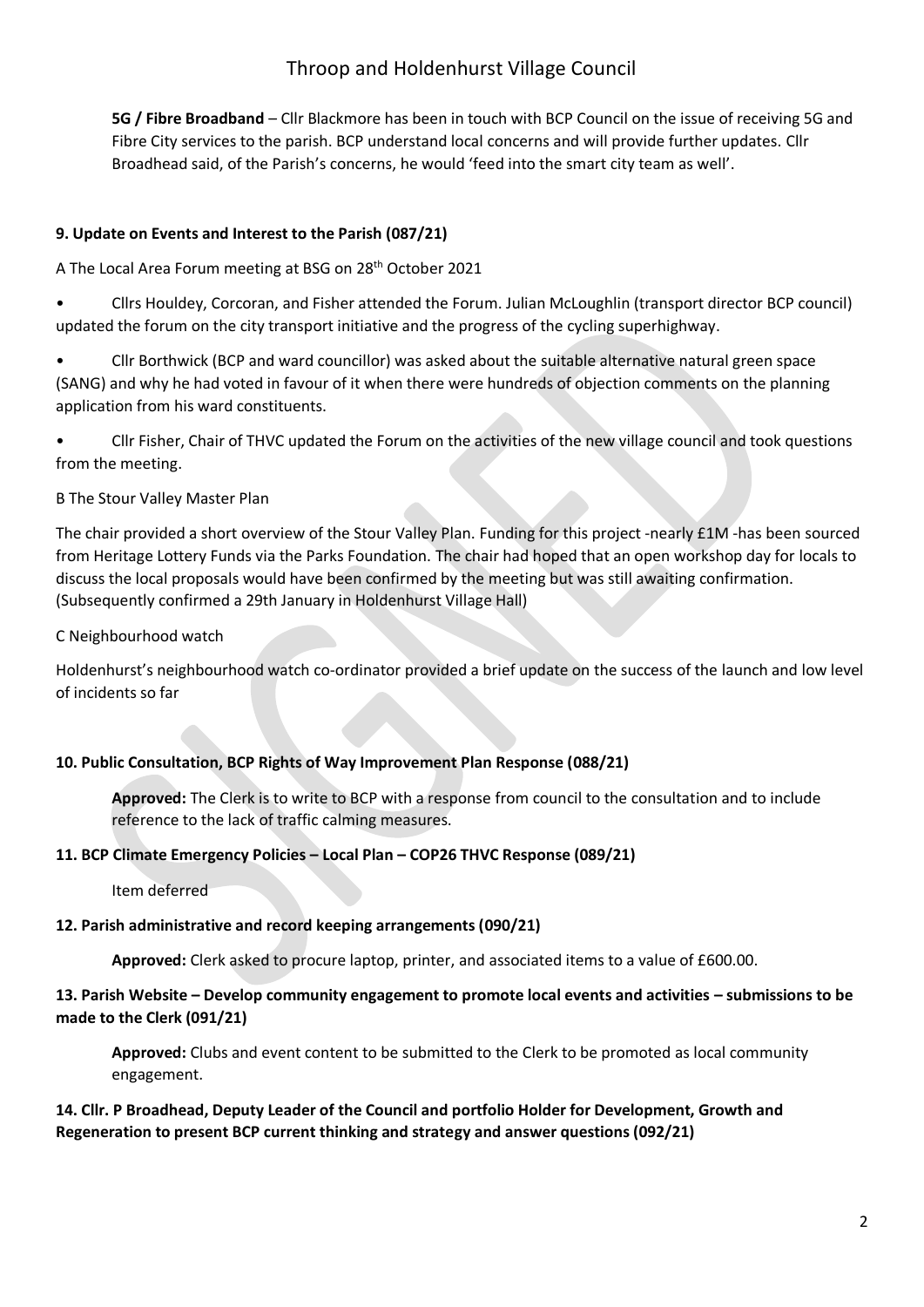**5G / Fibre Broadband** – Cllr Blackmore has been in touch with BCP Council on the issue of receiving 5G and Fibre City services to the parish. BCP understand local concerns and will provide further updates. Cllr Broadhead said, of the Parish's concerns, he would 'feed into the smart city team as well'.

**9. Update on Events and Interest to the Parish (087/21)**

A The Local Area Forum meeting at BSG on 28th October 2021

- Cllrs Houldey, Corcoran, and Fisher attended the Forum. Julian McLoughlin (transport director BCP council) updated the forum on the city transport initiative and the progress of the cycling superhighway.
- Cllr Borthwick (BCP and ward councillor) was asked about the suitable alternative natural green space (SANG) and why he had voted in favour of it when there were hundreds of objection comments on the planning application from his ward constituents.
- Cllr Fisher, Chair of THVC updated the Forum on the activities of the new village council and took questions from the meeting.

B The Stour Valley Master Plan

The chair provided a short overview of the Stour Valley Plan. Funding for this project -nearly £1M -has been sourced from Heritage Lottery Funds via the Parks Foundation. The chair had hoped that an open workshop day for locals to discuss the local proposals would have been confirmed by the meeting but was still awaiting confirmation. (Subsequently confirmed a 29th January in Holdenhurst Village Hall)

C Neighbourhood watch

Holdenhurst's neighbourhood watch co-ordinator provided a brief update on the success of the launch and low level of incidents so far

**10. Public Consultation, BCP Rights of Way Improvement Plan Response (088/21)**

**Approved:** The Clerk is to write to BCP with a response from council to the consultation and to include reference to the lack of traffic calming measures.

**11. BCP Climate Emergency Policies – Local Plan – COP26 THVC Response (089/21)**

Item deferred

**12. Parish administrative and record keeping arrangements (090/21)**

**Approved:** Clerk asked to procure laptop, printer, and associated items to a value of £600.00.

**13. Parish Website – Develop community engagement to promote local events and activities – submissions to be made to the Clerk (091/21)**

**Approved:** Clubs and event content to be submitted to the Clerk to be promoted as local community engagement.

**14. Cllr. P Broadhead, Deputy Leader of the Council and portfolio Holder for Development, Growth and Regeneration to present BCP current thinking and strategy and answer questions (092/21)**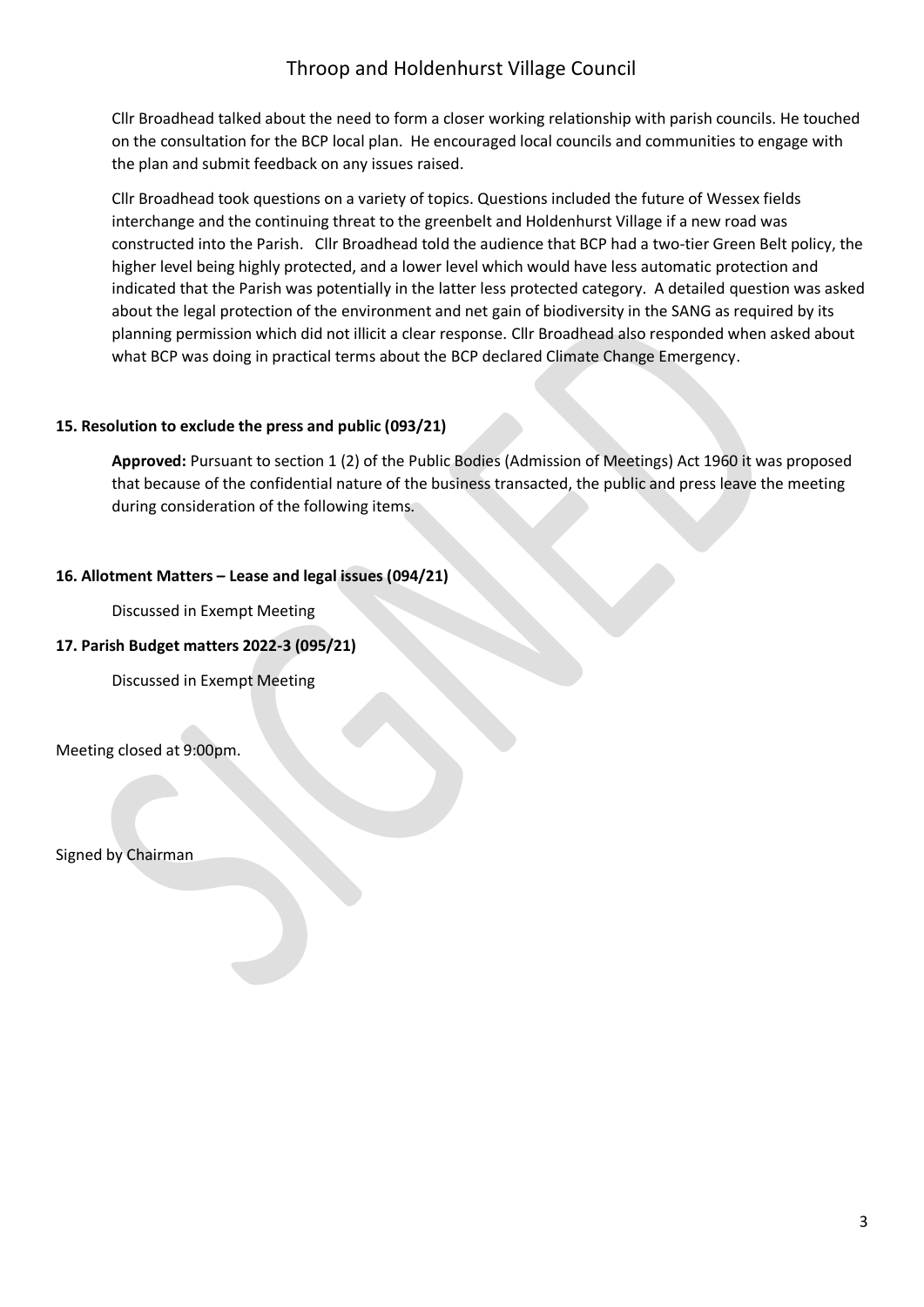Cllr Broadhead talked about the need to form a closer working relationship with parish councils. He touched on the consultation for the BCP local plan. He encouraged local councils and communities to engage with the plan and submit feedback on any issues raised.

Cllr Broadhead took questions on a variety of topics. Questions included the future of Wessex fields interchange and the continuing threat to the greenbelt and Holdenhurst Village if a new road was constructed into the Parish. Cllr Broadhead told the audience that BCP had a two-tier Green Belt policy, the higher level being highly protected, and a lower level which would have less automatic protection and indicated that the Parish was potentially in the latter less protected category. A detailed question was asked about the legal protection of the environment and net gain of biodiversity in the SANG as required by its planning permission which did not illicit a clear response. Cllr Broadhead also responded when asked about what BCP was doing in practical terms about the BCP declared Climate Change Emergency.

**15. Resolution to exclude the press and public (093/21)**

**Approved:** Pursuant to section 1 (2) of the Public Bodies (Admission of Meetings) Act 1960 it was proposed that because of the confidential nature of the business transacted, the public and press leave the meeting during consideration of the following items.

**16. Allotment Matters – Lease and legal issues (094/21)**

Discussed in Exempt Meeting

**17. Parish Budget matters 2022-3 (095/21)**

Discussed in Exempt Meeting

Meeting closed at 9:00pm.

Signed by Chairman